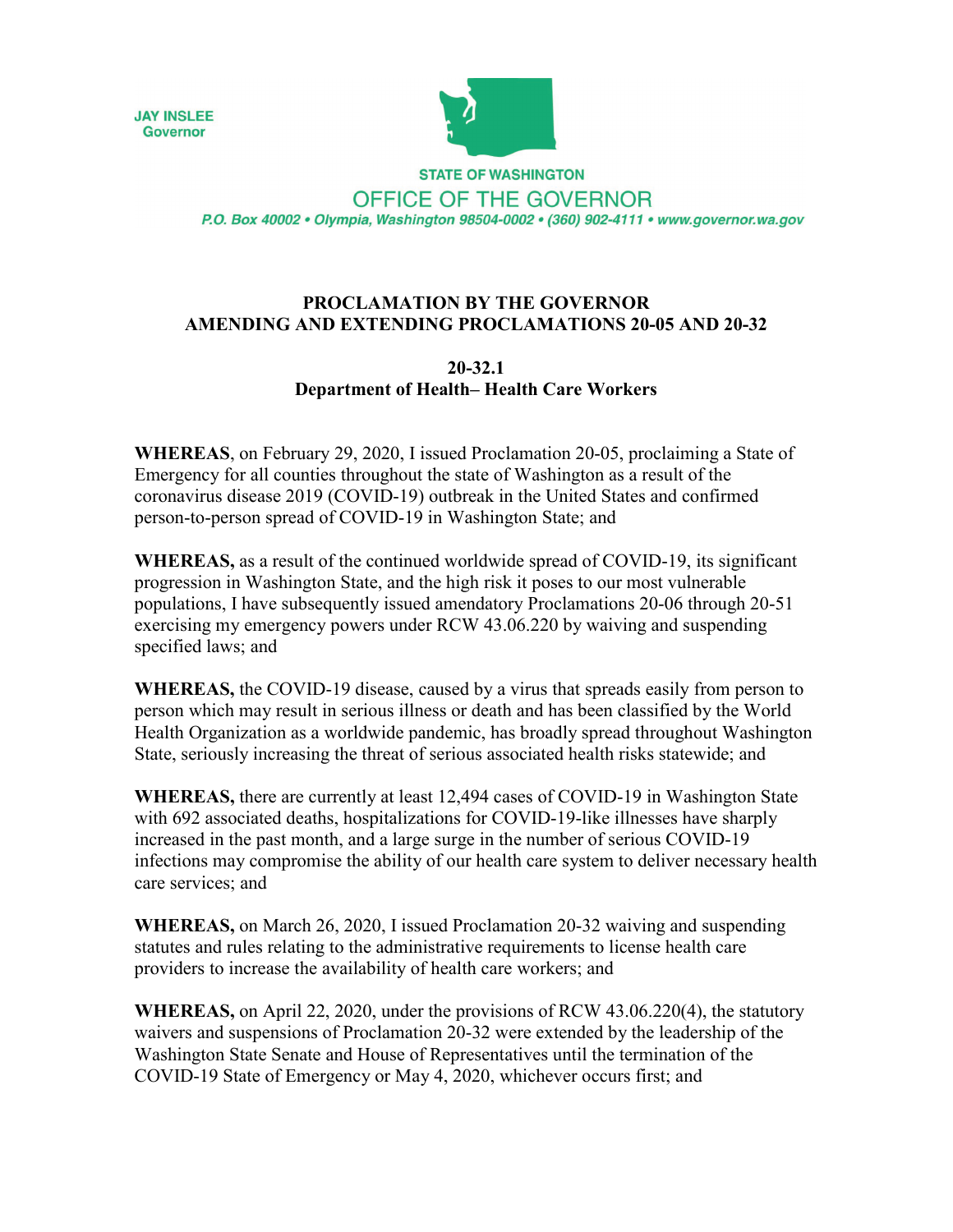JAY INSLEE
Governor

STATE OF WASHINGTON
OFFICE OF THE GOVERNOR
*P.O. Box 40002 • Olympia, Washington 98504-0002 • (360) 902-4111 • www.governor.wa.gov*

# PROCLAMATION BY THE GOVERNOR AMENDING AND EXTENDING PROCLAMATIONS 20-05 AND 20-32

## 20-32.1
## Department of Health– Health Care Workers

**WHEREAS**, on February 29, 2020, I issued Proclamation 20-05, proclaiming a State of Emergency for all counties throughout the state of Washington as a result of the coronavirus disease 2019 (COVID-19) outbreak in the United States and confirmed person-to-person spread of COVID-19 in Washington State; and

**WHEREAS,** as a result of the continued worldwide spread of COVID-19, its significant progression in Washington State, and the high risk it poses to our most vulnerable populations, I have subsequently issued amendatory Proclamations 20-06 through 20-51 exercising my emergency powers under RCW 43.06.220 by waiving and suspending specified laws; and

**WHEREAS,** the COVID-19 disease, caused by a virus that spreads easily from person to person which may result in serious illness or death and has been classified by the World Health Organization as a worldwide pandemic, has broadly spread throughout Washington State, seriously increasing the threat of serious associated health risks statewide; and

**WHEREAS,** there are currently at least 12,494 cases of COVID-19 in Washington State with 692 associated deaths, hospitalizations for COVID-19-like illnesses have sharply increased in the past month, and a large surge in the number of serious COVID-19 infections may compromise the ability of our health care system to deliver necessary health care services; and

**WHEREAS,** on March 26, 2020, I issued Proclamation 20-32 waiving and suspending statutes and rules relating to the administrative requirements to license health care providers to increase the availability of health care workers; and

**WHEREAS,** on April 22, 2020, under the provisions of RCW 43.06.220(4), the statutory waivers and suspensions of Proclamation 20-32 were extended by the leadership of the Washington State Senate and House of Representatives until the termination of the COVID-19 State of Emergency or May 4, 2020, whichever occurs first; and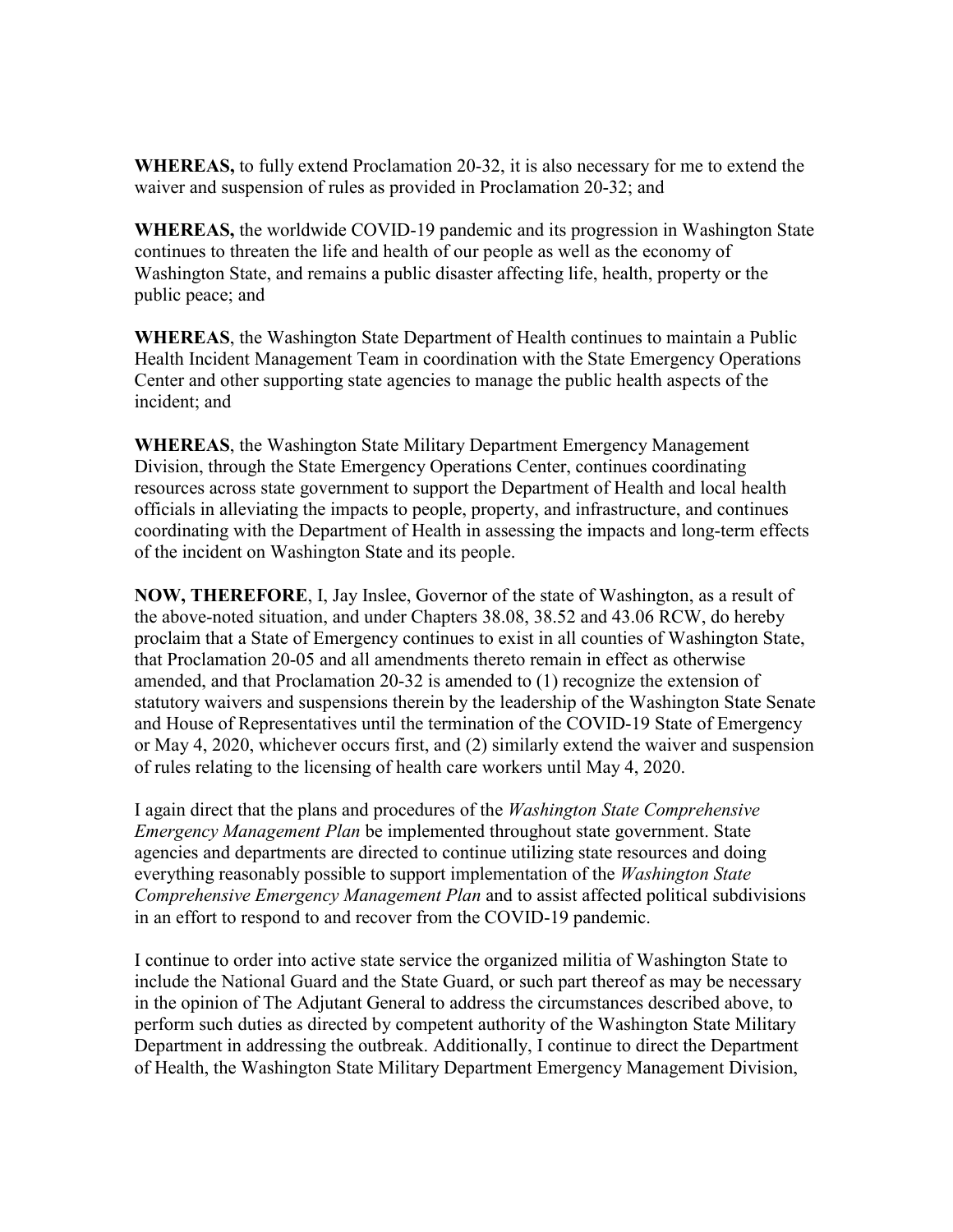**WHEREAS,** to fully extend Proclamation 20-32, it is also necessary for me to extend the waiver and suspension of rules as provided in Proclamation 20-32; and

**WHEREAS,** the worldwide COVID-19 pandemic and its progression in Washington State continues to threaten the life and health of our people as well as the economy of Washington State, and remains a public disaster affecting life, health, property or the public peace; and

**WHEREAS**, the Washington State Department of Health continues to maintain a Public Health Incident Management Team in coordination with the State Emergency Operations Center and other supporting state agencies to manage the public health aspects of the incident; and

**WHEREAS**, the Washington State Military Department Emergency Management Division, through the State Emergency Operations Center, continues coordinating resources across state government to support the Department of Health and local health officials in alleviating the impacts to people, property, and infrastructure, and continues coordinating with the Department of Health in assessing the impacts and long-term effects of the incident on Washington State and its people.

**NOW, THEREFORE**, I, Jay Inslee, Governor of the state of Washington, as a result of the above-noted situation, and under Chapters 38.08, 38.52 and 43.06 RCW, do hereby proclaim that a State of Emergency continues to exist in all counties of Washington State, that Proclamation 20-05 and all amendments thereto remain in effect as otherwise amended, and that Proclamation 20-32 is amended to (1) recognize the extension of statutory waivers and suspensions therein by the leadership of the Washington State Senate and House of Representatives until the termination of the COVID-19 State of Emergency or May 4, 2020, whichever occurs first, and (2) similarly extend the waiver and suspension of rules relating to the licensing of health care workers until May 4, 2020.

I again direct that the plans and procedures of the *Washington State Comprehensive Emergency Management Plan* be implemented throughout state government. State agencies and departments are directed to continue utilizing state resources and doing everything reasonably possible to support implementation of the *Washington State Comprehensive Emergency Management Plan* and to assist affected political subdivisions in an effort to respond to and recover from the COVID-19 pandemic.

I continue to order into active state service the organized militia of Washington State to include the National Guard and the State Guard, or such part thereof as may be necessary in the opinion of The Adjutant General to address the circumstances described above, to perform such duties as directed by competent authority of the Washington State Military Department in addressing the outbreak. Additionally, I continue to direct the Department of Health, the Washington State Military Department Emergency Management Division,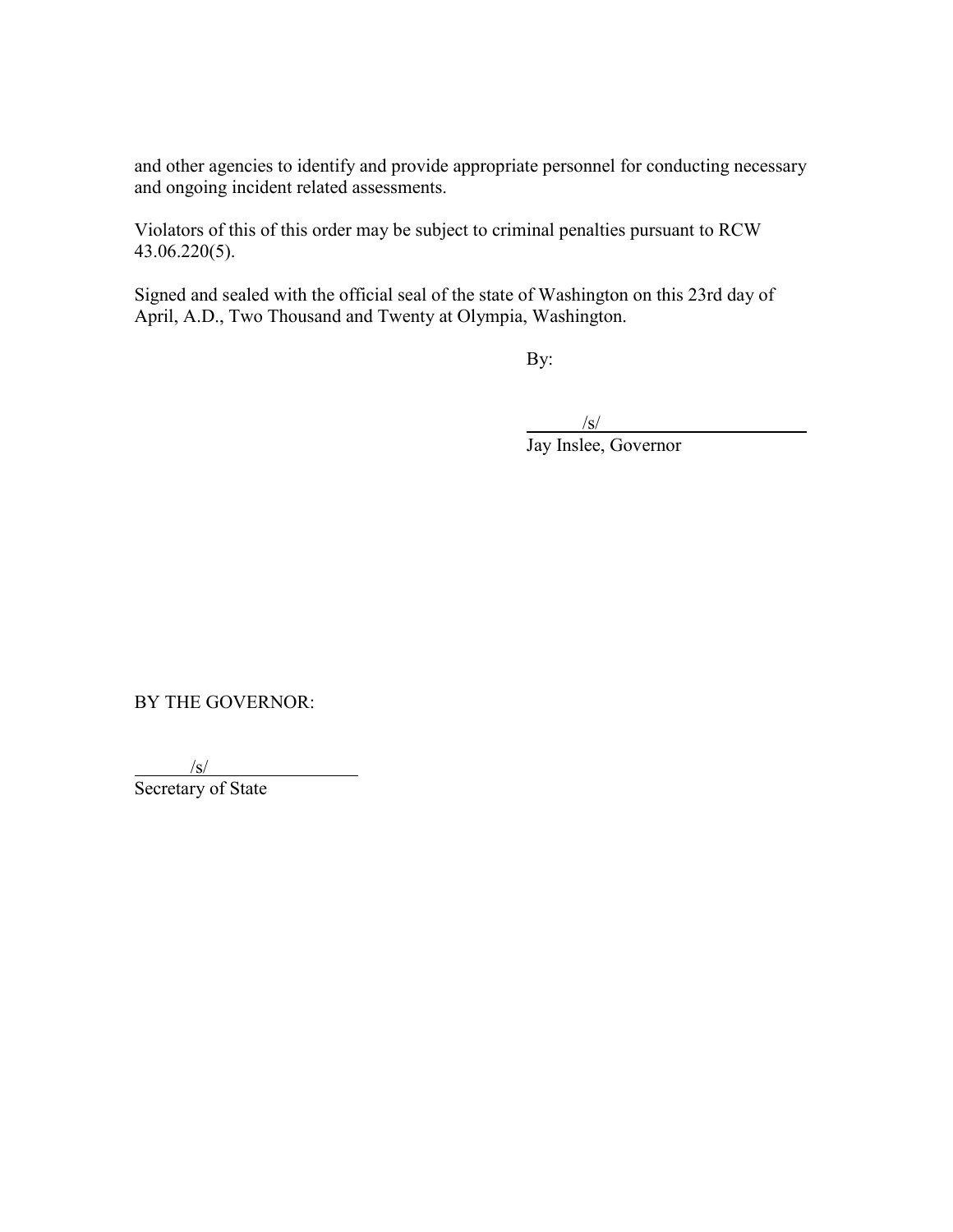and other agencies to identify and provide appropriate personnel for conducting necessary and ongoing incident related assessments.

Violators of this of this order may be subject to criminal penalties pursuant to RCW 43.06.220(5).

Signed and sealed with the official seal of the state of Washington on this 23rd day of April, A.D., Two Thousand and Twenty at Olympia, Washington.

By:

/s/
Jay Inslee, Governor

BY THE GOVERNOR:

/s/
Secretary of State